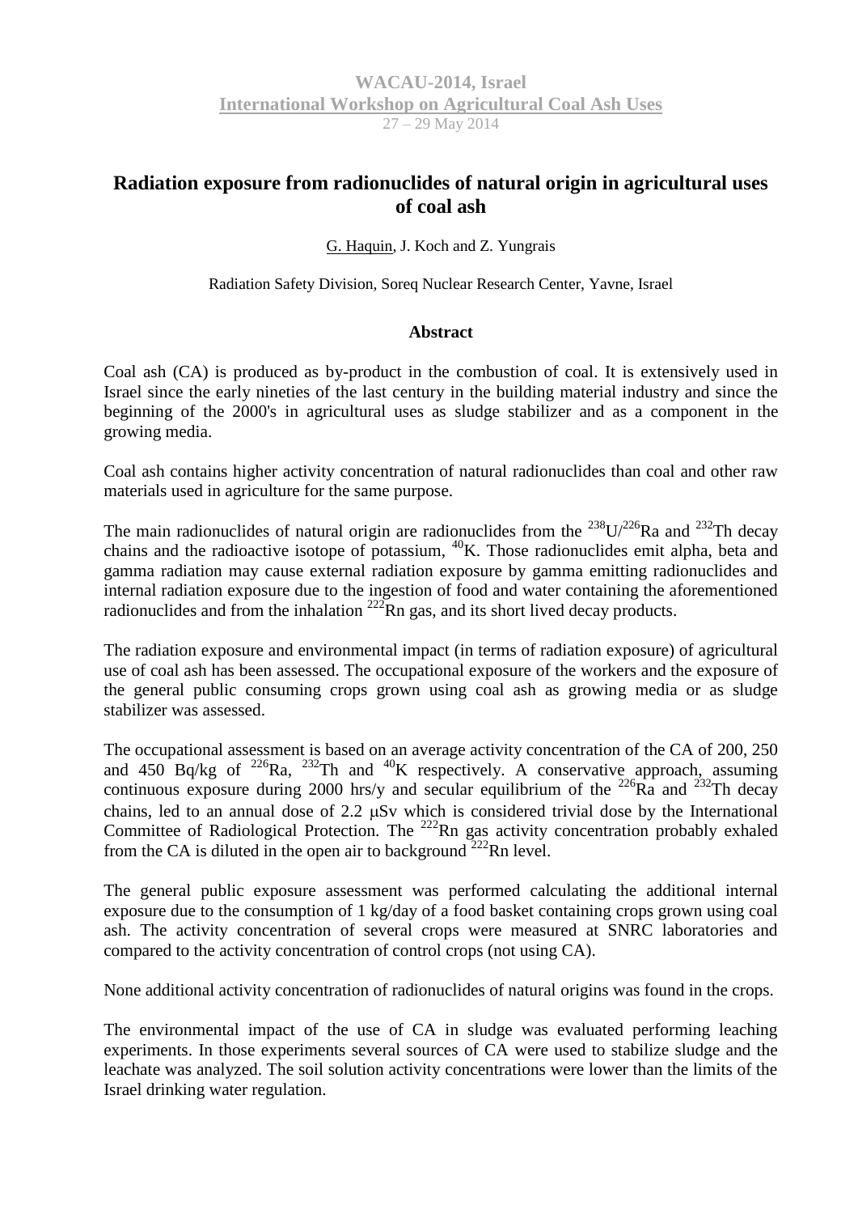WACAU-2014, Israel
International Workshop on Agricultural Coal Ash Uses
27 – 29 May 2014

# Radiation exposure from radionuclides of natural origin in agricultural uses of coal ash

G. Haquin, J. Koch and Z. Yungrais

Radiation Safety Division, Soreq Nuclear Research Center, Yavne, Israel

## Abstract

Coal ash (CA) is produced as by-product in the combustion of coal. It is extensively used in Israel since the early nineties of the last century in the building material industry and since the beginning of the 2000's in agricultural uses as sludge stabilizer and as a component in the growing media.

Coal ash contains higher activity concentration of natural radionuclides than coal and other raw materials used in agriculture for the same purpose.

The main radionuclides of natural origin are radionuclides from the $^{238}U/^{226}Ra$ and $^{232}Th$ decay chains and the radioactive isotope of potassium, $^{40}K$. Those radionuclides emit alpha, beta and gamma radiation may cause external radiation exposure by gamma emitting radionuclides and internal radiation exposure due to the ingestion of food and water containing the aforementioned radionuclides and from the inhalation $^{222}Rn$ gas, and its short lived decay products.

The radiation exposure and environmental impact (in terms of radiation exposure) of agricultural use of coal ash has been assessed. The occupational exposure of the workers and the exposure of the general public consuming crops grown using coal ash as growing media or as sludge stabilizer was assessed.

The occupational assessment is based on an average activity concentration of the CA of 200, 250 and 450 Bq/kg of $^{226}Ra$, $^{232}Th$ and $^{40}K$ respectively. A conservative approach, assuming continuous exposure during 2000 hrs/y and secular equilibrium of the $^{226}Ra$ and $^{232}Th$ decay chains, led to an annual dose of 2.2 $\mu$Sv which is considered trivial dose by the International Committee of Radiological Protection. The $^{222}Rn$ gas activity concentration probably exhaled from the CA is diluted in the open air to background $^{222}Rn$ level.

The general public exposure assessment was performed calculating the additional internal exposure due to the consumption of 1 kg/day of a food basket containing crops grown using coal ash. The activity concentration of several crops were measured at SNRC laboratories and compared to the activity concentration of control crops (not using CA).

None additional activity concentration of radionuclides of natural origins was found in the crops.

The environmental impact of the use of CA in sludge was evaluated performing leaching experiments. In those experiments several sources of CA were used to stabilize sludge and the leachate was analyzed. The soil solution activity concentrations were lower than the limits of the Israel drinking water regulation.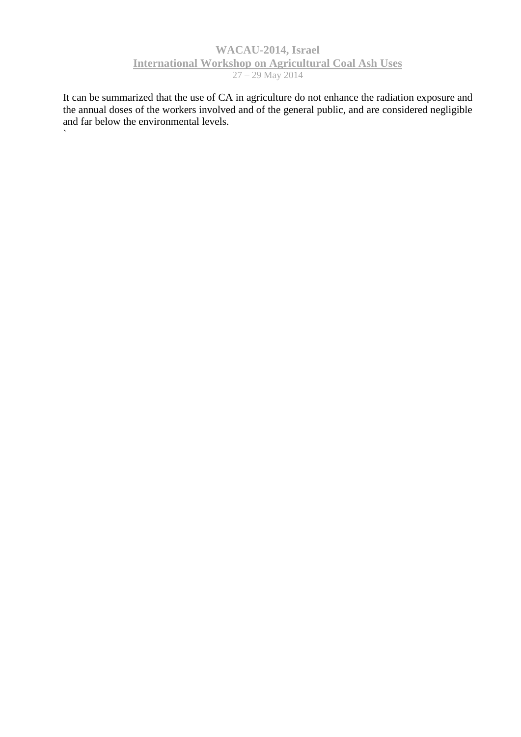It can be summarized that the use of CA in agriculture do not enhance the radiation exposure and the annual doses of the workers involved and of the general public, and are considered negligible and far below the environmental levels.